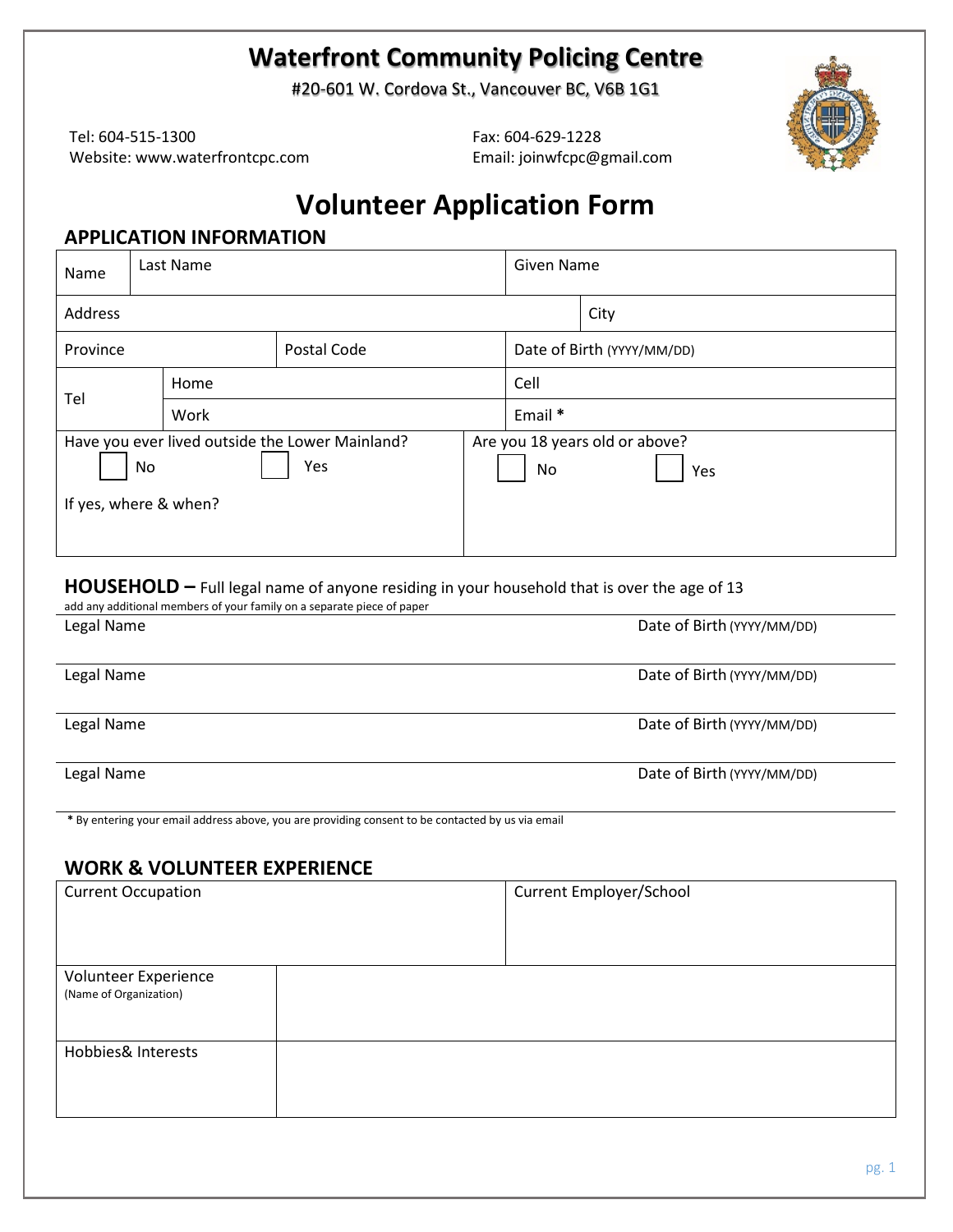# Waterfront Community Policing Centre

#20-601 W. Cordova St., Vancouver BC, V6B 1G1

Tel: 604-515-1300
Website: www.waterfrontcpc.com

Fax: 604-629-1228
Email: joinwfcpc@gmail.com

# Volunteer Application Form

## APPLICATION INFORMATION

| Name | Last Name | | Given Name | |
|---|---|---|---|---|
| Address | | | | City |
| Province | | Postal Code | Date of Birth (YYYY/MM/DD) | |
| Tel | Home | | Cell | |
| | Work | | Email * | |

| Have you ever lived outside the Lower Mainland? ☐ No ☐ Yes<br>If yes, where & when? | Are you 18 years old or above? ☐ No ☐ Yes |
|---|---|

## HOUSEHOLD – Full legal name of anyone residing in your household that is over the age of 13

add any additional members of your family on a separate piece of paper

| Legal Name | Date of Birth (YYYY/MM/DD) |
|---|---|
| Legal Name | Date of Birth (YYYY/MM/DD) |
| Legal Name | Date of Birth (YYYY/MM/DD) |
| Legal Name | Date of Birth (YYYY/MM/DD) |

* By entering your email address above, you are providing consent to be contacted by us via email

## WORK & VOLUNTEER EXPERIENCE

| Current Occupation | Current Employer/School |
|---|---|
| Volunteer Experience (Name of Organization) | |
| Hobbies& Interests | |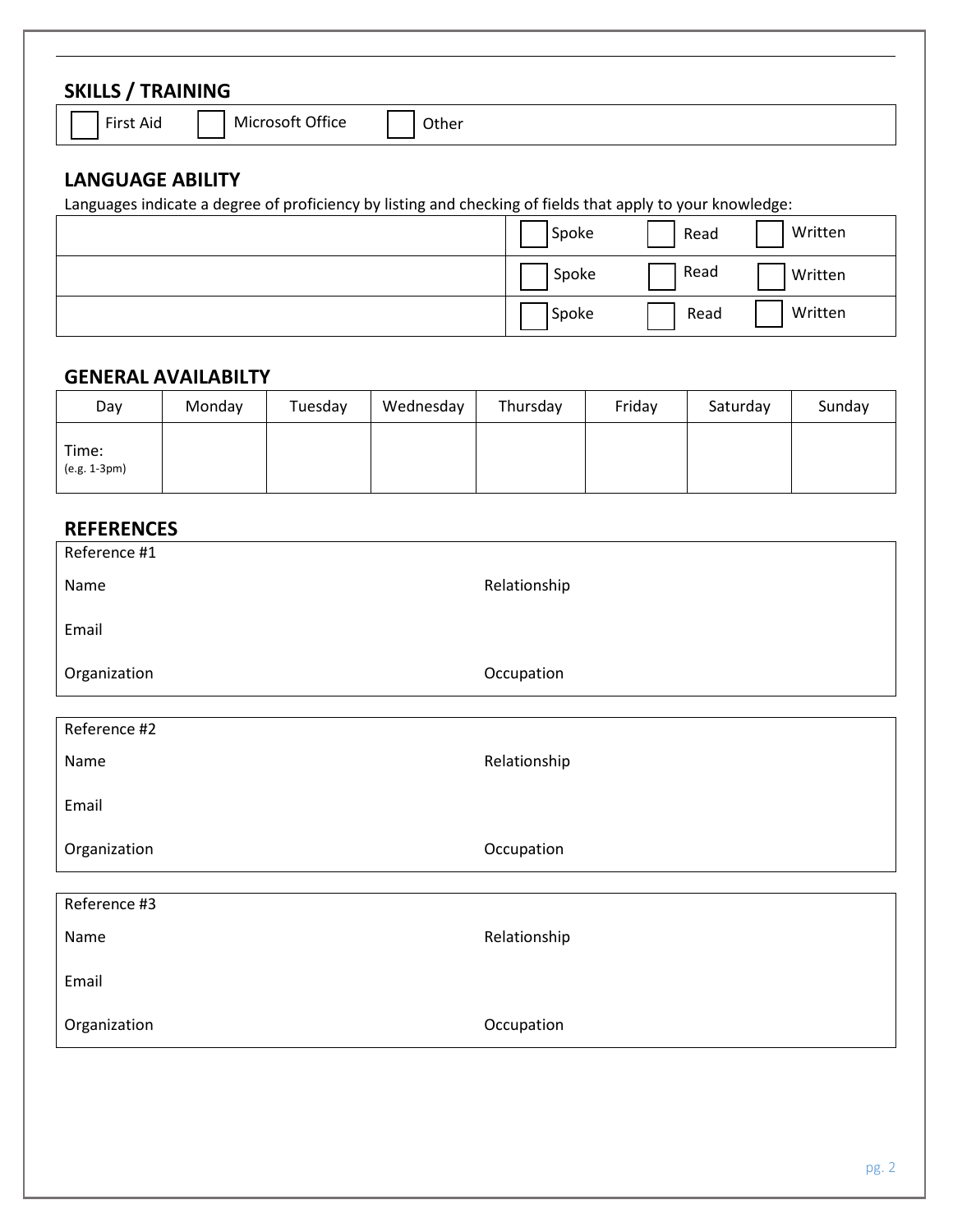## SKILLS / TRAINING

☐ First Aid ☐ Microsoft Office ☐ Other

## LANGUAGE ABILITY

Languages indicate a degree of proficiency by listing and checking of fields that apply to your knowledge:

| | | | |
|---|---|---|---|
| | ☐ Spoke | ☐ Read | ☐ Written |
| | ☐ Spoke | ☐ Read | ☐ Written |
| | ☐ Spoke | ☐ Read | ☐ Written |

## GENERAL AVAILABILTY

| Day | Monday | Tuesday | Wednesday | Thursday | Friday | Saturday | Sunday |
|---|---|---|---|---|---|---|---|
| Time: (e.g. 1-3pm) | | | | | | | |

## REFERENCES

**Reference #1**

Name Relationship

Email

Organization Occupation

**Reference #2**

Name Relationship

Email

Organization Occupation

**Reference #3**

Name Relationship

Email

Organization Occupation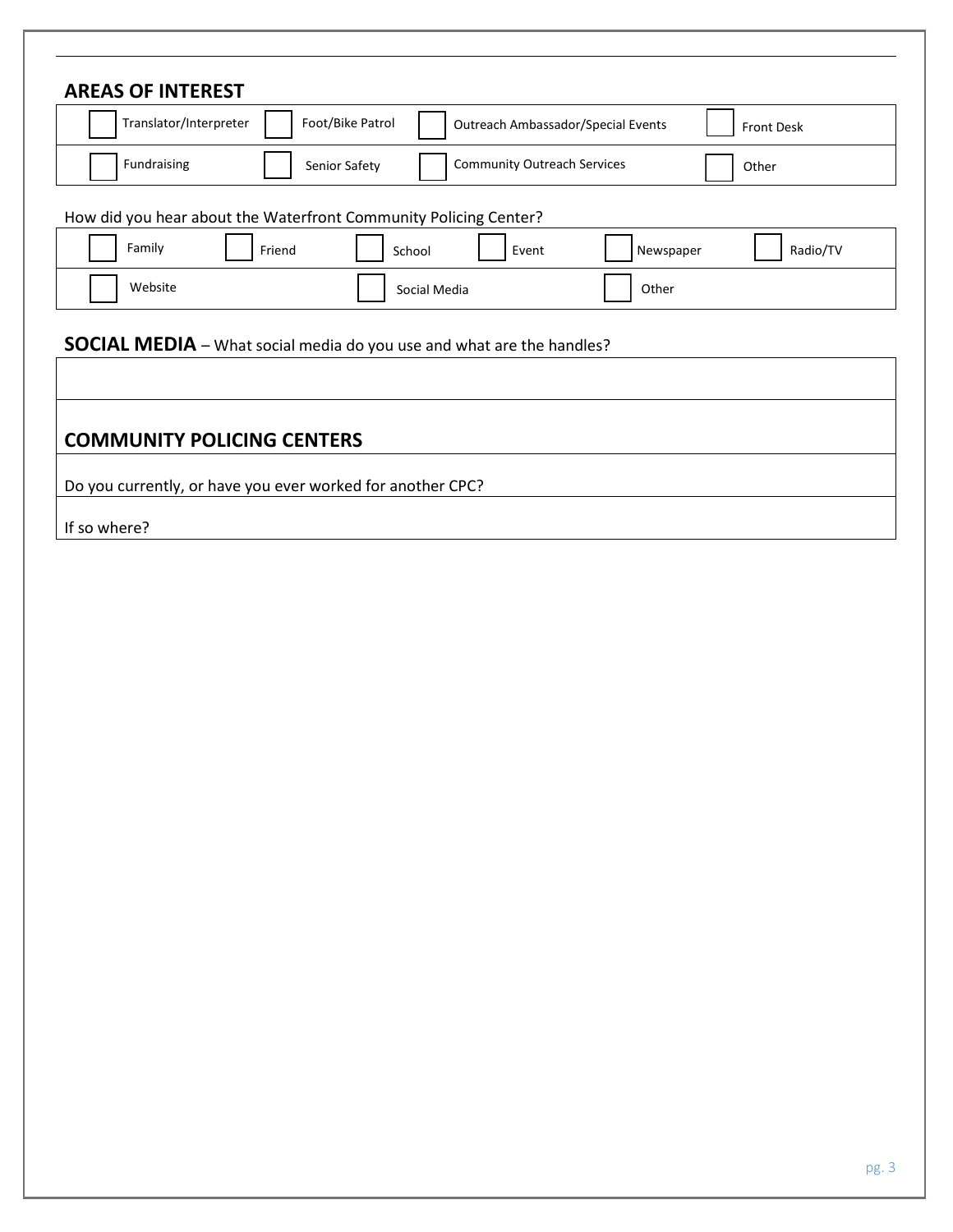## AREAS OF INTEREST

| | | | |
|---|---|---|---|
| ☐ Translator/Interpreter | ☐ Foot/Bike Patrol | ☐ Outreach Ambassador/Special Events | ☐ Front Desk |
| ☐ Fundraising | ☐ Senior Safety | ☐ Community Outreach Services | ☐ Other |

How did you hear about the Waterfront Community Policing Center?

| | | | | | |
|---|---|---|---|---|---|
| ☐ Family | ☐ Friend | ☐ School | ☐ Event | ☐ Newspaper | ☐ Radio/TV |
| ☐ Website | | ☐ Social Media | | ☐ Other | |

**SOCIAL MEDIA** – What social media do you use and what are the handles?

## COMMUNITY POLICING CENTERS

Do you currently, or have you ever worked for another CPC?

If so where?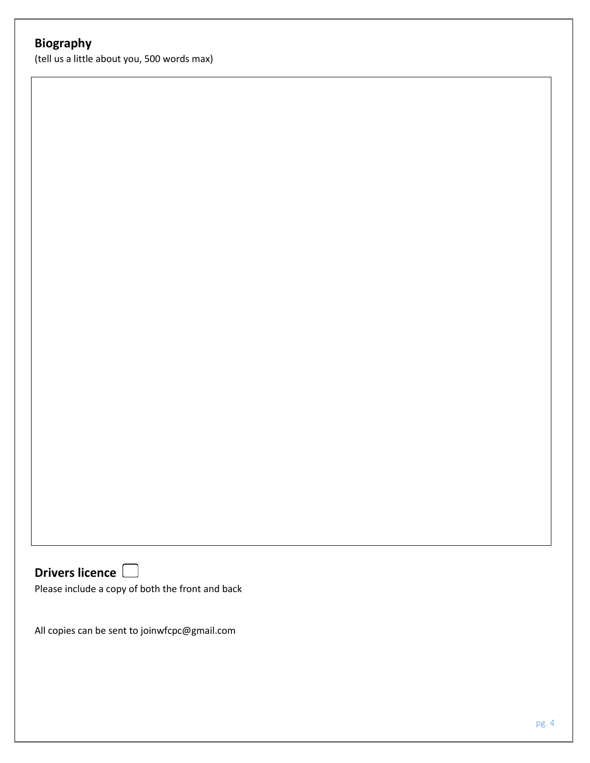**Biography**

(tell us a little about you, 500 words max)

**Drivers licence** ☐

Please include a copy of both the front and back

All copies can be sent to joinwfcpc@gmail.com